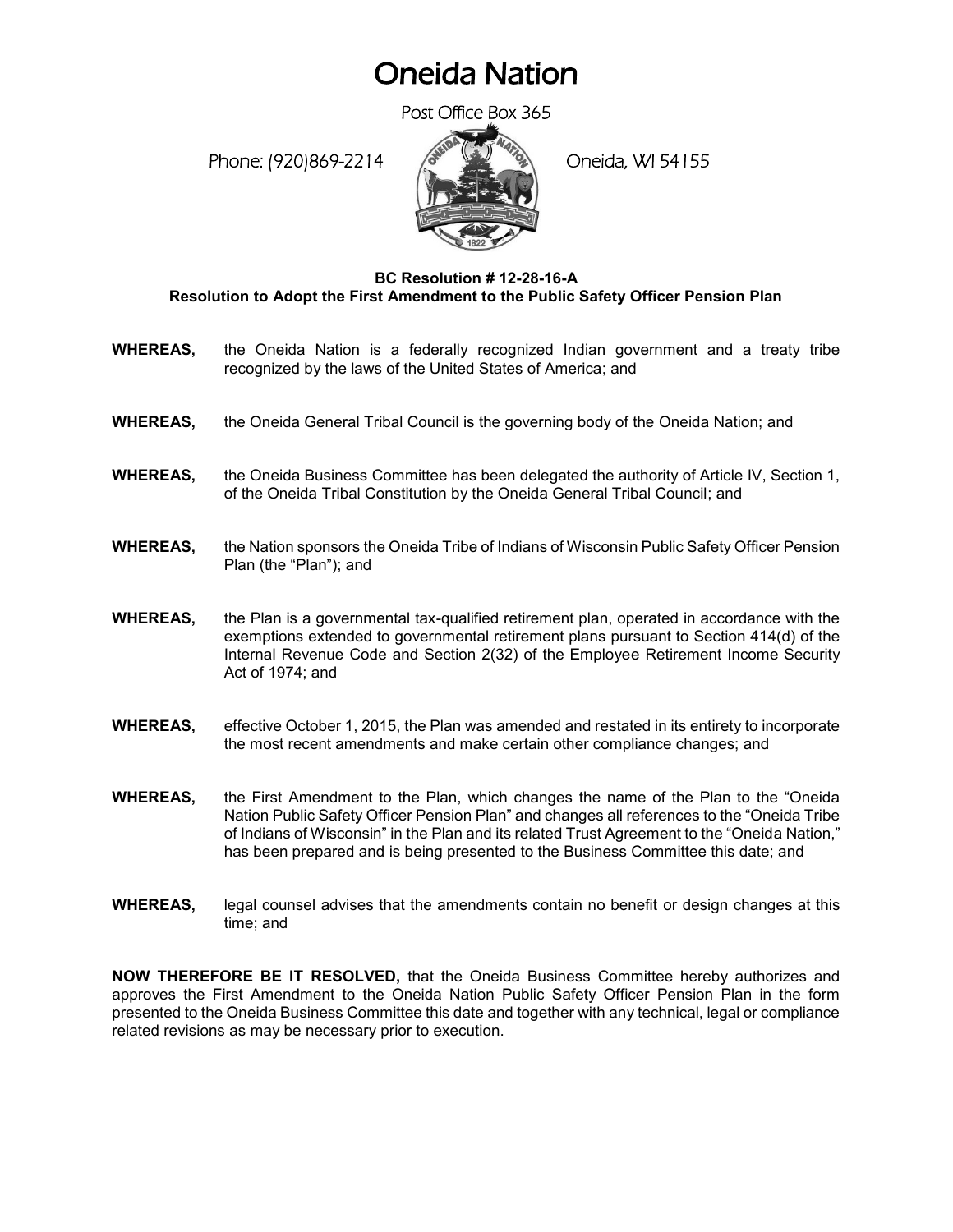# Oneida Nation

Post Office Box 365

Phone: (920)869-2214 Oneida, WI 54155

**BC Resolution # 12-28-16-A**
**Resolution to Adopt the First Amendment to the Public Safety Officer Pension Plan**

**WHEREAS,** the Oneida Nation is a federally recognized Indian government and a treaty tribe recognized by the laws of the United States of America; and

**WHEREAS,** the Oneida General Tribal Council is the governing body of the Oneida Nation; and

**WHEREAS,** the Oneida Business Committee has been delegated the authority of Article IV, Section 1, of the Oneida Tribal Constitution by the Oneida General Tribal Council; and

**WHEREAS,** the Nation sponsors the Oneida Tribe of Indians of Wisconsin Public Safety Officer Pension Plan (the "Plan"); and

**WHEREAS,** the Plan is a governmental tax-qualified retirement plan, operated in accordance with the exemptions extended to governmental retirement plans pursuant to Section 414(d) of the Internal Revenue Code and Section 2(32) of the Employee Retirement Income Security Act of 1974; and

**WHEREAS,** effective October 1, 2015, the Plan was amended and restated in its entirety to incorporate the most recent amendments and make certain other compliance changes; and

**WHEREAS,** the First Amendment to the Plan, which changes the name of the Plan to the "Oneida Nation Public Safety Officer Pension Plan" and changes all references to the "Oneida Tribe of Indians of Wisconsin" in the Plan and its related Trust Agreement to the "Oneida Nation," has been prepared and is being presented to the Business Committee this date; and

**WHEREAS,** legal counsel advises that the amendments contain no benefit or design changes at this time; and

**NOW THEREFORE BE IT RESOLVED,** that the Oneida Business Committee hereby authorizes and approves the First Amendment to the Oneida Nation Public Safety Officer Pension Plan in the form presented to the Oneida Business Committee this date and together with any technical, legal or compliance related revisions as may be necessary prior to execution.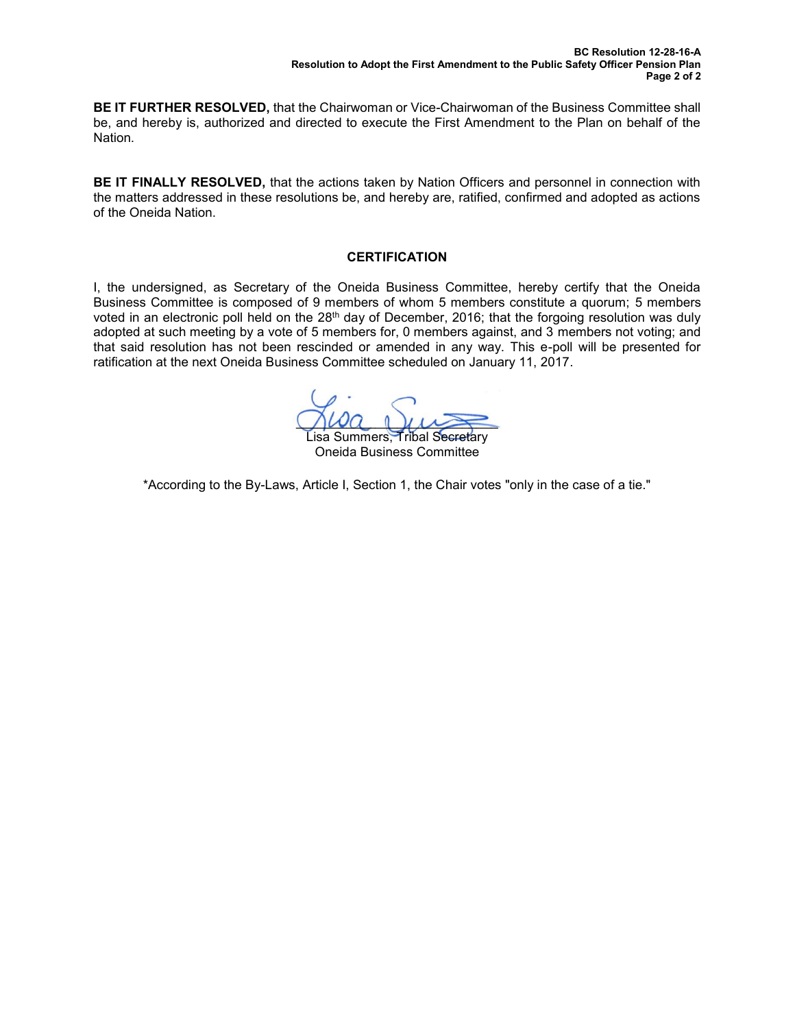**BE IT FURTHER RESOLVED,** that the Chairwoman or Vice-Chairwoman of the Business Committee shall be, and hereby is, authorized and directed to execute the First Amendment to the Plan on behalf of the Nation.

**BE IT FINALLY RESOLVED,** that the actions taken by Nation Officers and personnel in connection with the matters addressed in these resolutions be, and hereby are, ratified, confirmed and adopted as actions of the Oneida Nation.

## CERTIFICATION

I, the undersigned, as Secretary of the Oneida Business Committee, hereby certify that the Oneida Business Committee is composed of 9 members of whom 5 members constitute a quorum; 5 members voted in an electronic poll held on the 28th day of December, 2016; that the forgoing resolution was duly adopted at such meeting by a vote of 5 members for, 0 members against, and 3 members not voting; and that said resolution has not been rescinded or amended in any way. This e-poll will be presented for ratification at the next Oneida Business Committee scheduled on January 11, 2017.

Lisa Summers, Tribal Secretary
Oneida Business Committee

*According to the By-Laws, Article I, Section 1, the Chair votes "only in the case of a tie."